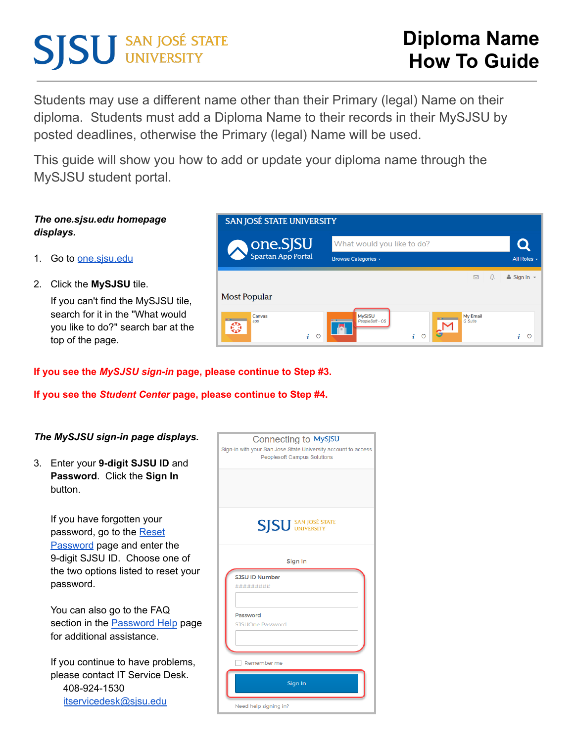# Diploma Name How To Guide

Students may use a different name other than their Primary (legal) Name on their diploma. Students must add a Diploma Name to their records in their MySJSU by posted deadlines, otherwise the Primary (legal) Name will be used.

This guide will show you how to add or update your diploma name through the MySJSU student portal.

***The one.sjsu.edu homepage displays.***

1. Go to one.sjsu.edu
2. Click the **MySJSU** tile.

   If you can't find the MySJSU tile, search for it in the "What would you like to do?" search bar at the top of the page.

**If you see the *MySJSU sign-in* page, please continue to Step #3.**

**If you see the *Student Center* page, please continue to Step #4.**

***The MySJSU sign-in page displays.***

3. Enter your **9-digit SJSU ID** and **Password**. Click the **Sign In** button.

   If you have forgotten your password, go to the Reset Password page and enter the 9-digit SJSU ID. Choose one of the two options listed to reset your password.

   You can also go to the FAQ section in the Password Help page for additional assistance.

   If you continue to have problems, please contact IT Service Desk.
   408-924-1530
   itservicedesk@sjsu.edu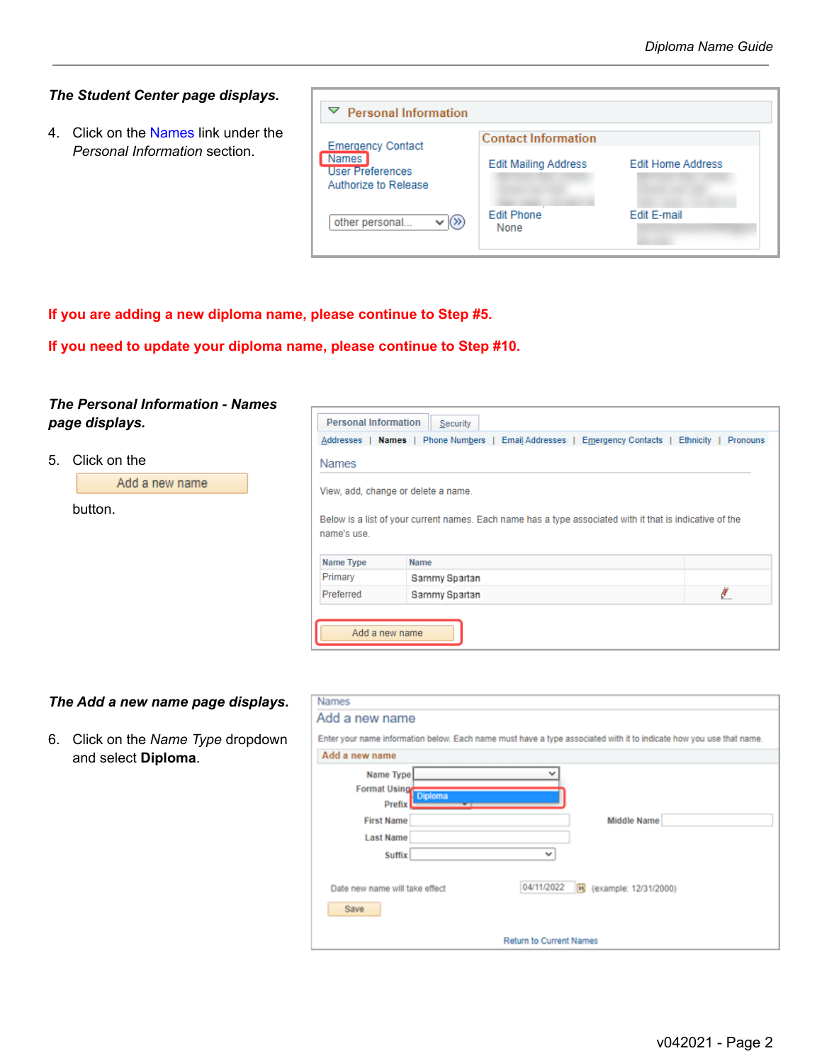***The Student Center page displays.***

4. Click on the Names link under the *Personal Information* section.

**If you are adding a new diploma name, please continue to Step #5.**

**If you need to update your diploma name, please continue to Step #10.**

***The Personal Information - Names page displays.***

5. Click on the Add a new name button.

***The Add a new name page displays.***

6. Click on the *Name Type* dropdown and select **Diploma**.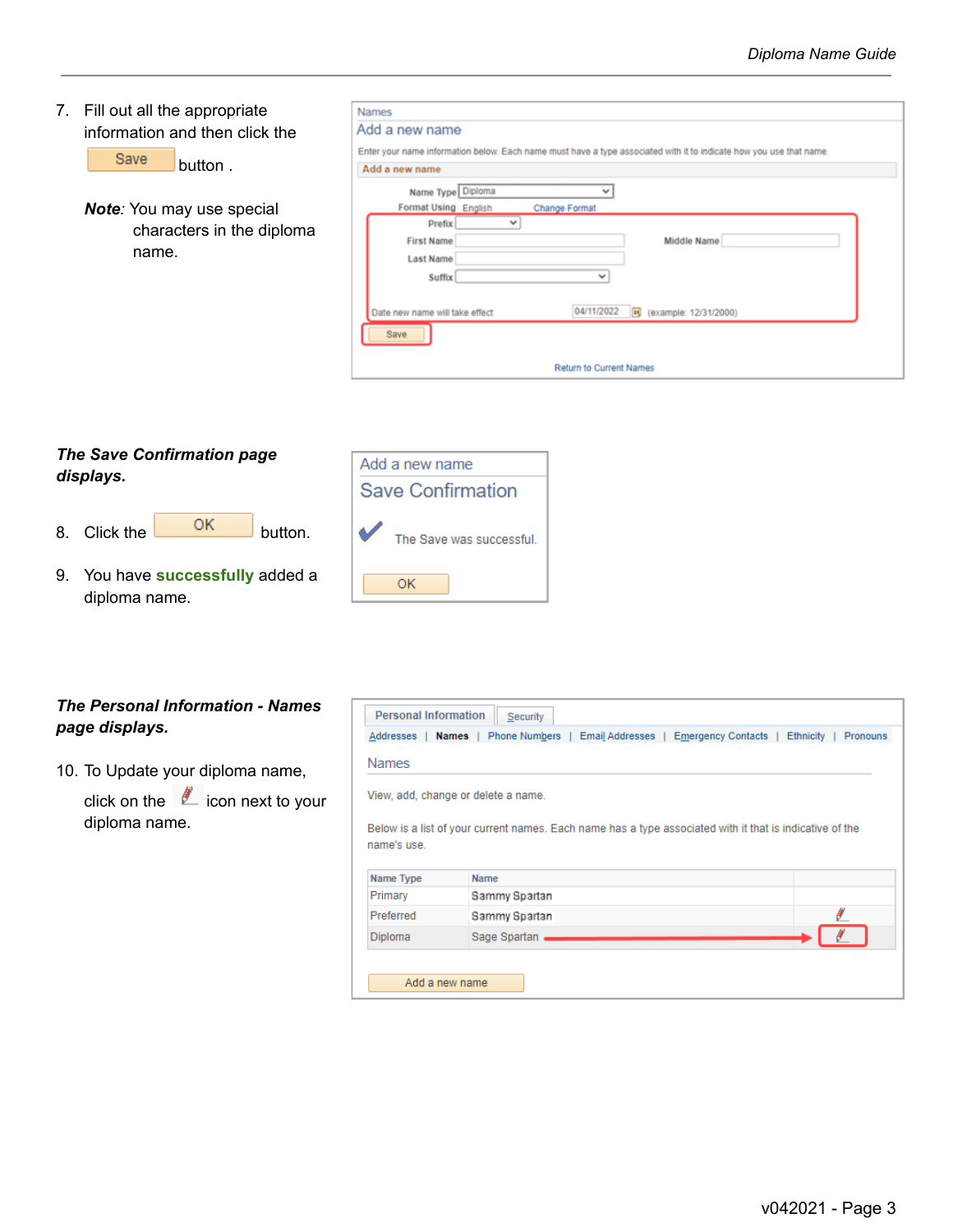7. Fill out all the appropriate information and then click the Save button .

   ***Note***: You may use special characters in the diploma name.

Names

Add a new name

Enter your name information below. Each name must have a type associated with it to indicate how you use that name.

**Add a new name**

Name Type: Diploma

Format Using: English — Change Format

Prefix

First Name — Middle Name

Last Name

Suffix

Date new name will take effect: 04/11/2022 (example: 12/31/2000)

Save

Return to Current Names

***The Save Confirmation page displays.***

8. Click the OK button.

9. You have **successfully** added a diploma name.

Add a new name

Save Confirmation

The Save was successful.

OK

***The Personal Information - Names page displays.***

10. To Update your diploma name, click on the icon next to your diploma name.

Personal Information | Security

Addresses | **Names** | Phone Numbers | Email Addresses | Emergency Contacts | Ethnicity | Pronouns

Names

View, add, change or delete a name.

Below is a list of your current names. Each name has a type associated with it that is indicative of the name's use.

| Name Type | Name | |
|---|---|---|
| Primary | Sammy Spartan | |
| Preferred | Sammy Spartan | ✎ |
| Diploma | Sage Spartan | ✎ |

Add a new name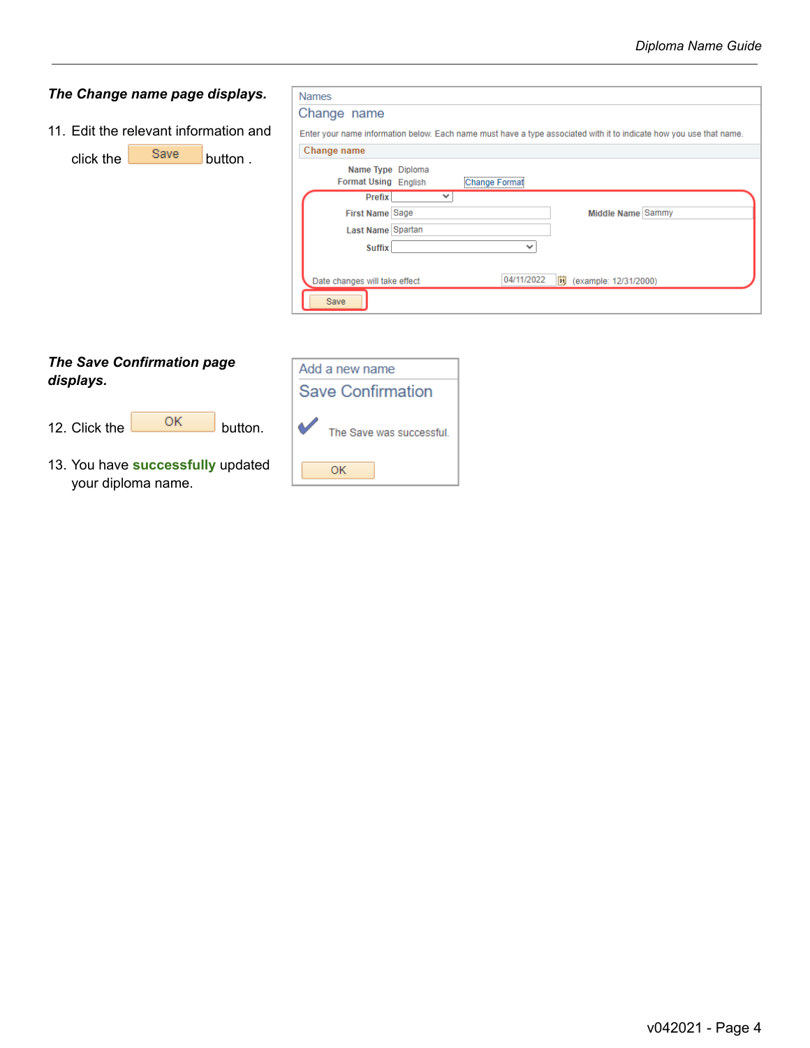***The Change name page displays.***

11. Edit the relevant information and click the **Save** button .

Names

Change name

Enter your name information below. Each name must have a type associated with it to indicate how you use that name.

Change name

Name Type Diploma
Format Using English Change Format

Prefix

First Name Sage Middle Name Sammy

Last Name Spartan

Suffix

Date changes will take effect 04/11/2022 (example: 12/31/2000)

Save

***The Save Confirmation page displays.***

12. Click the **OK** button.

13. You have **successfully** updated your diploma name.

Add a new name

Save Confirmation

The Save was successful.

OK